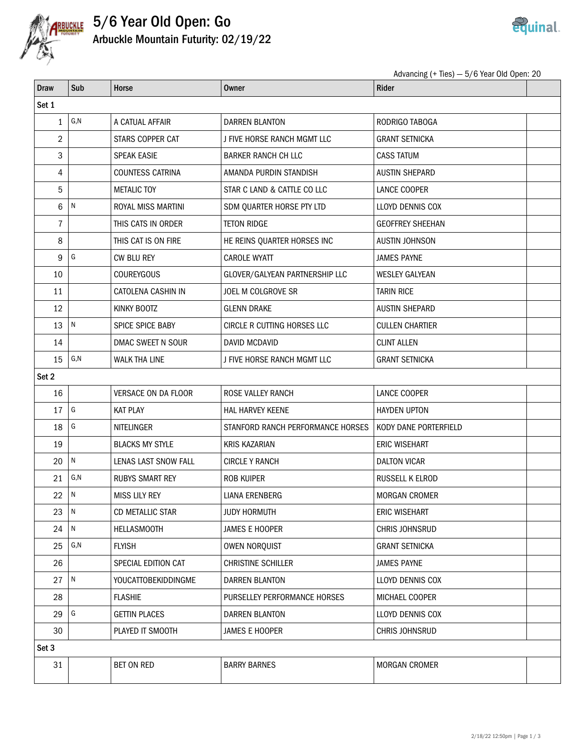# 5/6 Year Old Open: Go

## Arbuckle Mountain Futurity: 02/19/22

Advancing (+ Ties) — 5/6 Year Old Open: 20

| Draw | Sub | Horse | Owner | Rider | |
|---|---|---|---|---|---|
| **Set 1** | | | | | |
| 1 | G,N | A CATUAL AFFAIR | DARREN BLANTON | RODRIGO TABOGA | |
| 2 | | STARS COPPER CAT | J FIVE HORSE RANCH MGMT LLC | GRANT SETNICKA | |
| 3 | | SPEAK EASIE | BARKER RANCH CH LLC | CASS TATUM | |
| 4 | | COUNTESS CATRINA | AMANDA PURDIN STANDISH | AUSTIN SHEPARD | |
| 5 | | METALIC TOY | STAR C LAND & CATTLE CO LLC | LANCE COOPER | |
| 6 | N | ROYAL MISS MARTINI | SDM QUARTER HORSE PTY LTD | LLOYD DENNIS COX | |
| 7 | | THIS CATS IN ORDER | TETON RIDGE | GEOFFREY SHEEHAN | |
| 8 | | THIS CAT IS ON FIRE | HE REINS QUARTER HORSES INC | AUSTIN JOHNSON | |
| 9 | G | CW BLU REY | CAROLE WYATT | JAMES PAYNE | |
| 10 | | COUREYGOUS | GLOVER/GALYEAN PARTNERSHIP LLC | WESLEY GALYEAN | |
| 11 | | CATOLENA CASHIN IN | JOEL M COLGROVE SR | TARIN RICE | |
| 12 | | KINKY BOOTZ | GLENN DRAKE | AUSTIN SHEPARD | |
| 13 | N | SPICE SPICE BABY | CIRCLE R CUTTING HORSES LLC | CULLEN CHARTIER | |
| 14 | | DMAC SWEET N SOUR | DAVID MCDAVID | CLINT ALLEN | |
| 15 | G,N | WALK THA LINE | J FIVE HORSE RANCH MGMT LLC | GRANT SETNICKA | |
| **Set 2** | | | | | |
| 16 | | VERSACE ON DA FLOOR | ROSE VALLEY RANCH | LANCE COOPER | |
| 17 | G | KAT PLAY | HAL HARVEY KEENE | HAYDEN UPTON | |
| 18 | G | NITELINGER | STANFORD RANCH PERFORMANCE HORSES | KODY DANE PORTERFIELD | |
| 19 | | BLACKS MY STYLE | KRIS KAZARIAN | ERIC WISEHART | |
| 20 | N | LENAS LAST SNOW FALL | CIRCLE Y RANCH | DALTON VICAR | |
| 21 | G,N | RUBYS SMART REY | ROB KUIPER | RUSSELL K ELROD | |
| 22 | N | MISS LILY REY | LIANA ERENBERG | MORGAN CROMER | |
| 23 | N | CD METALLIC STAR | JUDY HORMUTH | ERIC WISEHART | |
| 24 | N | HELLASMOOTH | JAMES E HOOPER | CHRIS JOHNSRUD | |
| 25 | G,N | FLYISH | OWEN NORQUIST | GRANT SETNICKA | |
| 26 | | SPECIAL EDITION CAT | CHRISTINE SCHILLER | JAMES PAYNE | |
| 27 | N | YOUCATTOBEKIDDINGME | DARREN BLANTON | LLOYD DENNIS COX | |
| 28 | | FLASHIE | PURSELLEY PERFORMANCE HORSES | MICHAEL COOPER | |
| 29 | G | GETTIN PLACES | DARREN BLANTON | LLOYD DENNIS COX | |
| 30 | | PLAYED IT SMOOTH | JAMES E HOOPER | CHRIS JOHNSRUD | |
| **Set 3** | | | | | |
| 31 | | BET ON RED | BARRY BARNES | MORGAN CROMER | |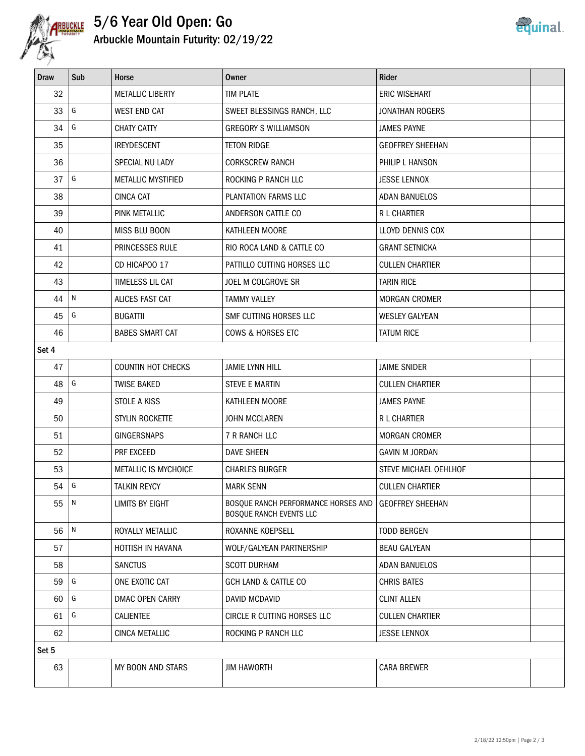# 5/6 Year Old Open: Go

## Arbuckle Mountain Futurity: 02/19/22

| Draw | Sub | Horse | Owner | Rider | |
|---|---|---|---|---|---|
| 32 | | METALLIC LIBERTY | TIM PLATE | ERIC WISEHART | |
| 33 | G | WEST END CAT | SWEET BLESSINGS RANCH, LLC | JONATHAN ROGERS | |
| 34 | G | CHATY CATTY | GREGORY S WILLIAMSON | JAMES PAYNE | |
| 35 | | IREYDESCENT | TETON RIDGE | GEOFFREY SHEEHAN | |
| 36 | | SPECIAL NU LADY | CORKSCREW RANCH | PHILIP L HANSON | |
| 37 | G | METALLIC MYSTIFIED | ROCKING P RANCH LLC | JESSE LENNOX | |
| 38 | | CINCA CAT | PLANTATION FARMS LLC | ADAN BANUELOS | |
| 39 | | PINK METALLIC | ANDERSON CATTLE CO | R L CHARTIER | |
| 40 | | MISS BLU BOON | KATHLEEN MOORE | LLOYD DENNIS COX | |
| 41 | | PRINCESSES RULE | RIO ROCA LAND & CATTLE CO | GRANT SETNICKA | |
| 42 | | CD HICAPOO 17 | PATTILLO CUTTING HORSES LLC | CULLEN CHARTIER | |
| 43 | | TIMELESS LIL CAT | JOEL M COLGROVE SR | TARIN RICE | |
| 44 | N | ALICES FAST CAT | TAMMY VALLEY | MORGAN CROMER | |
| 45 | G | BUGATTII | SMF CUTTING HORSES LLC | WESLEY GALYEAN | |
| 46 | | BABES SMART CAT | COWS & HORSES ETC | TATUM RICE | |
| Set 4 | | | | | |
| 47 | | COUNTIN HOT CHECKS | JAMIE LYNN HILL | JAIME SNIDER | |
| 48 | G | TWISE BAKED | STEVE E MARTIN | CULLEN CHARTIER | |
| 49 | | STOLE A KISS | KATHLEEN MOORE | JAMES PAYNE | |
| 50 | | STYLIN ROCKETTE | JOHN MCCLAREN | R L CHARTIER | |
| 51 | | GINGERSNAPS | 7 R RANCH LLC | MORGAN CROMER | |
| 52 | | PRF EXCEED | DAVE SHEEN | GAVIN M JORDAN | |
| 53 | | METALLIC IS MYCHOICE | CHARLES BURGER | STEVE MICHAEL OEHLHOF | |
| 54 | G | TALKIN REYCY | MARK SENN | CULLEN CHARTIER | |
| 55 | N | LIMITS BY EIGHT | BOSQUE RANCH PERFORMANCE HORSES AND BOSQUE RANCH EVENTS LLC | GEOFFREY SHEEHAN | |
| 56 | N | ROYALLY METALLIC | ROXANNE KOEPSELL | TODD BERGEN | |
| 57 | | HOTTISH IN HAVANA | WOLF/GALYEAN PARTNERSHIP | BEAU GALYEAN | |
| 58 | | SANCTUS | SCOTT DURHAM | ADAN BANUELOS | |
| 59 | G | ONE EXOTIC CAT | GCH LAND & CATTLE CO | CHRIS BATES | |
| 60 | G | DMAC OPEN CARRY | DAVID MCDAVID | CLINT ALLEN | |
| 61 | G | CALIENTEE | CIRCLE R CUTTING HORSES LLC | CULLEN CHARTIER | |
| 62 | | CINCA METALLIC | ROCKING P RANCH LLC | JESSE LENNOX | |
| Set 5 | | | | | |
| 63 | | MY BOON AND STARS | JIM HAWORTH | CARA BREWER | |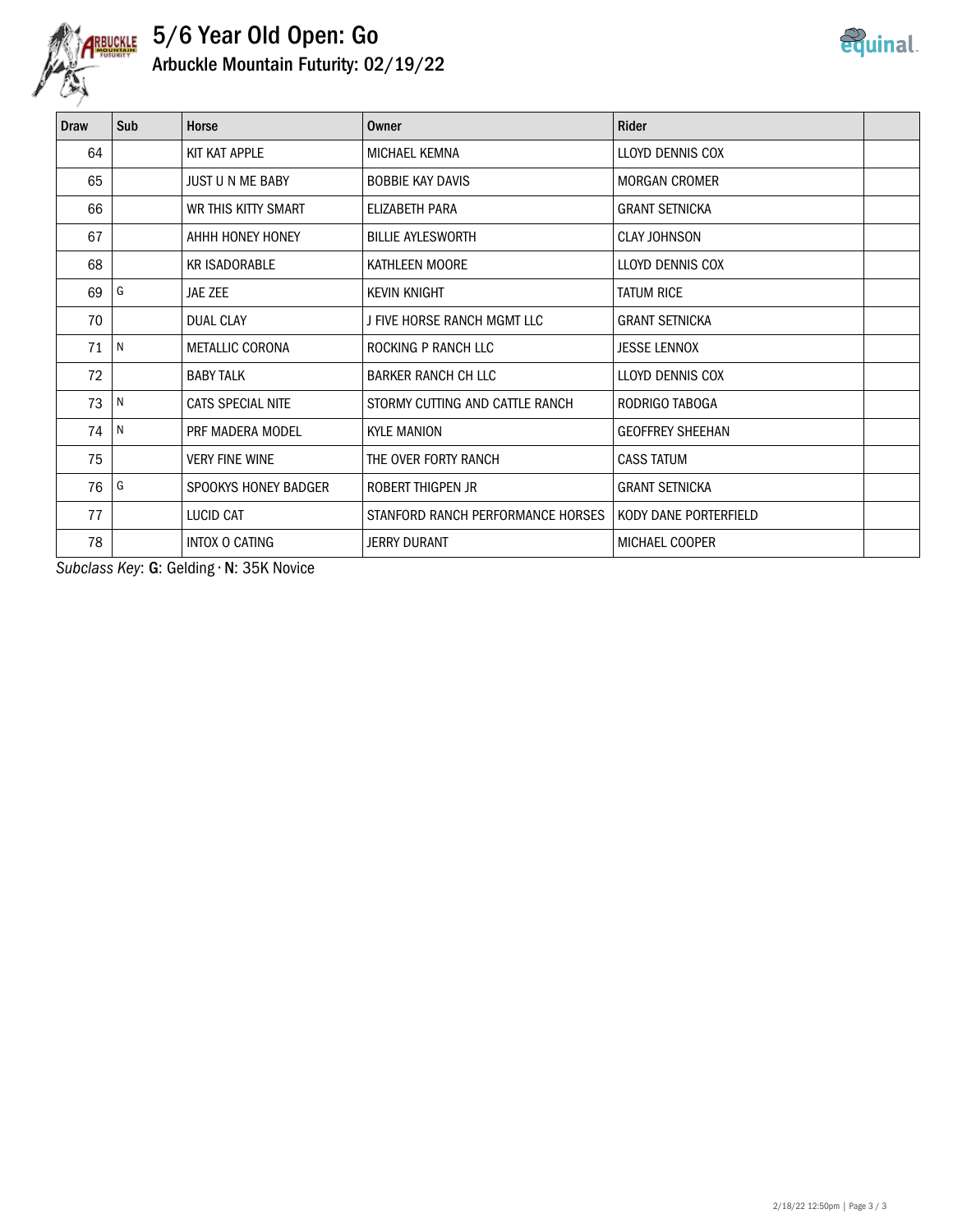# 5/6 Year Old Open: Go

## Arbuckle Mountain Futurity: 02/19/22

| Draw | Sub | Horse | Owner | Rider | |
|---|---|---|---|---|---|
| 64 | | KIT KAT APPLE | MICHAEL KEMNA | LLOYD DENNIS COX | |
| 65 | | JUST U N ME BABY | BOBBIE KAY DAVIS | MORGAN CROMER | |
| 66 | | WR THIS KITTY SMART | ELIZABETH PARA | GRANT SETNICKA | |
| 67 | | AHHH HONEY HONEY | BILLIE AYLESWORTH | CLAY JOHNSON | |
| 68 | | KR ISADORABLE | KATHLEEN MOORE | LLOYD DENNIS COX | |
| 69 | G | JAE ZEE | KEVIN KNIGHT | TATUM RICE | |
| 70 | | DUAL CLAY | J FIVE HORSE RANCH MGMT LLC | GRANT SETNICKA | |
| 71 | N | METALLIC CORONA | ROCKING P RANCH LLC | JESSE LENNOX | |
| 72 | | BABY TALK | BARKER RANCH CH LLC | LLOYD DENNIS COX | |
| 73 | N | CATS SPECIAL NITE | STORMY CUTTING AND CATTLE RANCH | RODRIGO TABOGA | |
| 74 | N | PRF MADERA MODEL | KYLE MANION | GEOFFREY SHEEHAN | |
| 75 | | VERY FINE WINE | THE OVER FORTY RANCH | CASS TATUM | |
| 76 | G | SPOOKYS HONEY BADGER | ROBERT THIGPEN JR | GRANT SETNICKA | |
| 77 | | LUCID CAT | STANFORD RANCH PERFORMANCE HORSES | KODY DANE PORTERFIELD | |
| 78 | | INTOX O CATING | JERRY DURANT | MICHAEL COOPER | |

*Subclass Key*: **G**: Gelding · **N**: 35K Novice